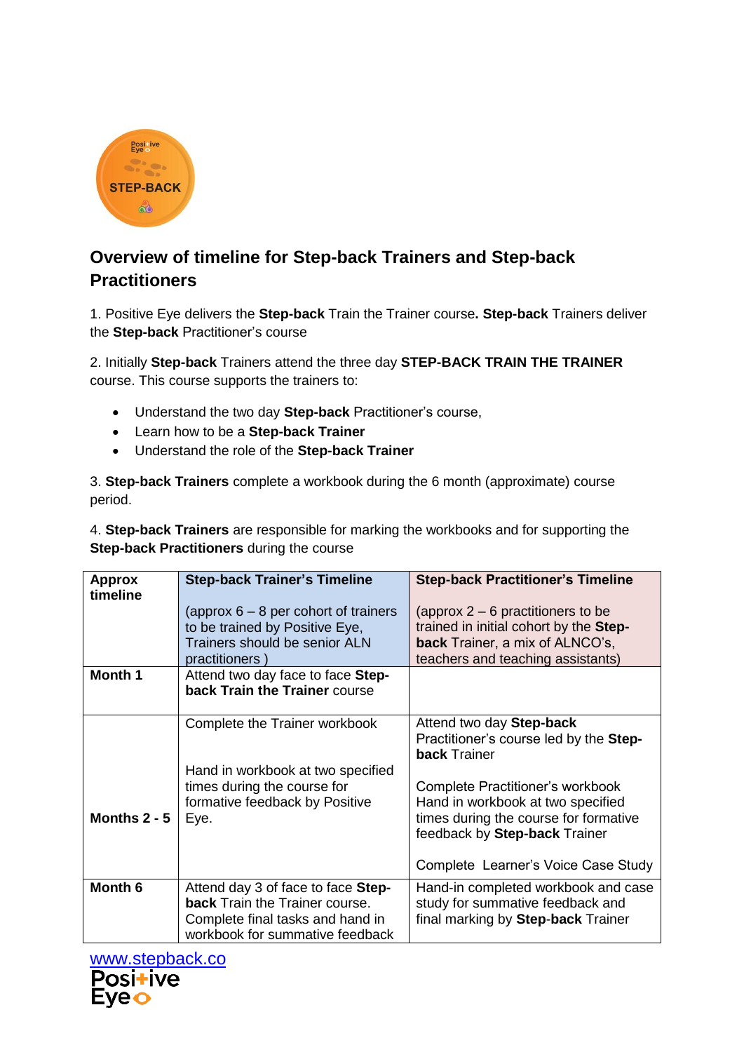## Overview of timeline for Step-back Trainers and Step-back Practitioners

1. Positive Eye delivers the **Step-back** Train the Trainer course**. Step-back** Trainers deliver the **Step-back** Practitioner's course

2. Initially **Step-back** Trainers attend the three day **STEP-BACK TRAIN THE TRAINER** course. This course supports the trainers to:

- Understand the two day **Step-back** Practitioner's course,
- Learn how to be a **Step-back Trainer**
- Understand the role of the **Step-back Trainer**

3. **Step-back Trainers** complete a workbook during the 6 month (approximate) course period.

4. **Step-back Trainers** are responsible for marking the workbooks and for supporting the **Step-back Practitioners** during the course

| **Approx timeline** | **Step-back Trainer's Timeline**<br><br>(approx 6 – 8 per cohort of trainers to be trained by Positive Eye, Trainers should be senior ALN practitioners ) | **Step-back Practitioner's Timeline**<br><br>(approx 2 – 6 practitioners to be trained in initial cohort by the **Step-back** Trainer, a mix of ALNCO's, teachers and teaching assistants) |
|---|---|---|
| **Month 1** | Attend two day face to face **Step-back Train the Trainer** course | |
| **Months 2 - 5** | Complete the Trainer workbook<br><br>Hand in workbook at two specified times during the course for formative feedback by Positive Eye. | Attend two day **Step-back** Practitioner's course led by the **Step-back** Trainer<br><br>Complete Practitioner's workbook Hand in workbook at two specified times during the course for formative feedback by **Step-back** Trainer<br><br>Complete Learner's Voice Case Study |
| **Month 6** | Attend day 3 of face to face **Step-back** Train the Trainer course. Complete final tasks and hand in workbook for summative feedback | Hand-in completed workbook and case study for summative feedback and final marking by **Step-back** Trainer |

[www.stepback.co](http://www.stepback.co)

Positive Eye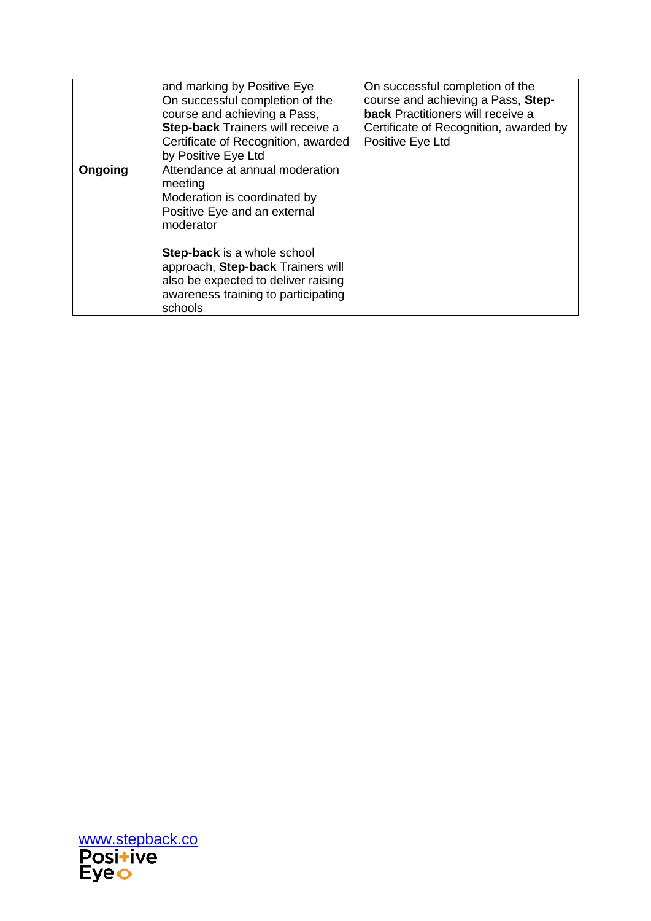| | | |
|---|---|---|
| | and marking by Positive Eye<br>On successful completion of the course and achieving a Pass, **Step-back** Trainers will receive a Certificate of Recognition, awarded by Positive Eye Ltd | On successful completion of the course and achieving a Pass, **Step-back** Practitioners will receive a Certificate of Recognition, awarded by Positive Eye Ltd |
| **Ongoing** | Attendance at annual moderation meeting<br>Moderation is coordinated by Positive Eye and an external moderator<br><br>**Step-back** is a whole school approach, **Step-back** Trainers will also be expected to deliver raising awareness training to participating schools | |

www.stepback.co

Positive Eye